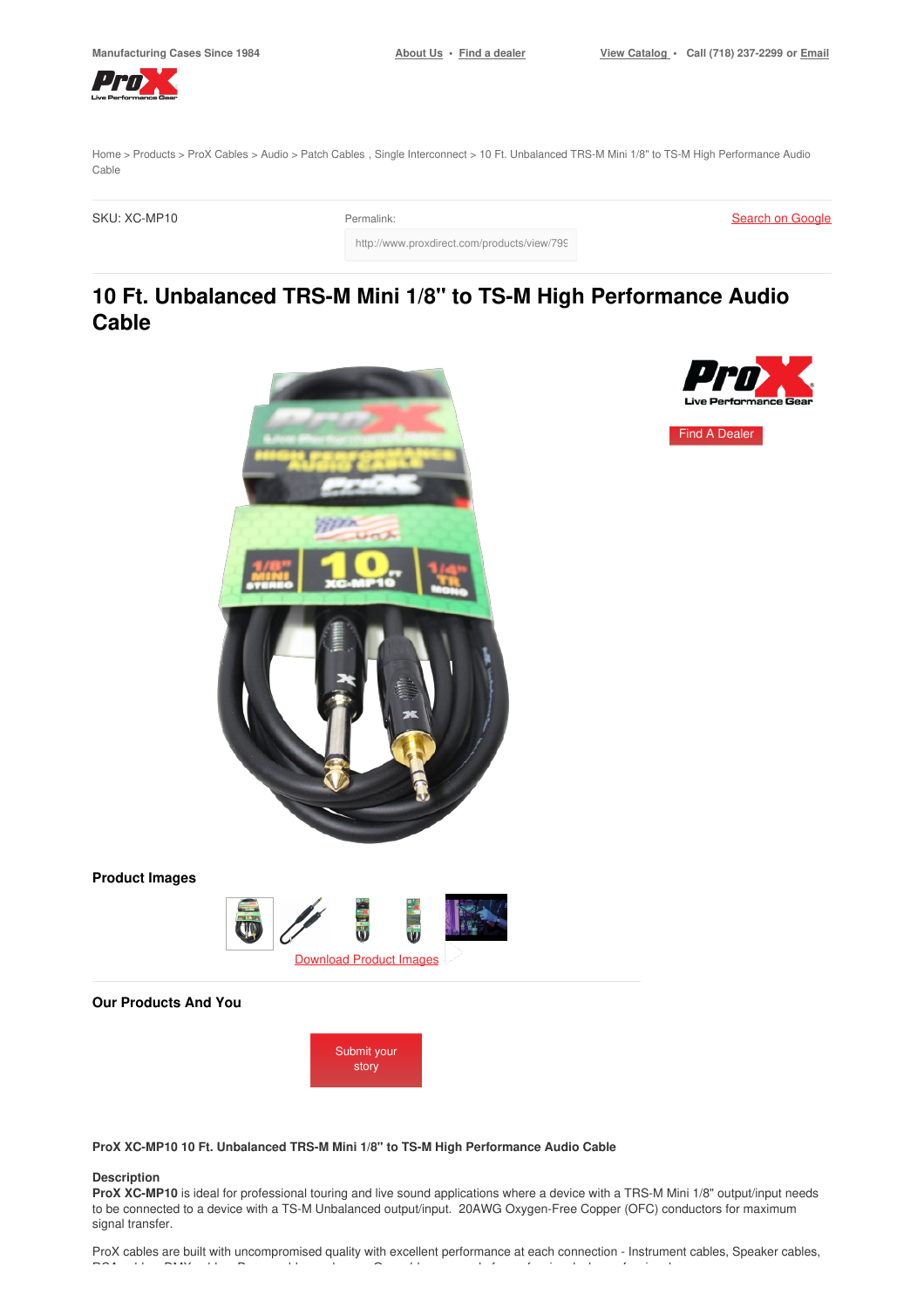Manufacturing Cases Since 1984

About Us • Find a dealer

View Catalog • Call (718) 237-2299 or Email

Home > Products > ProX Cables > Audio > Patch Cables , Single Interconnect > 10 Ft. Unbalanced TRS-M Mini 1/8" to TS-M High Performance Audio Cable

SKU: XC-MP10

Permalink:

http://www.proxdirect.com/products/view/79

Search on Google

# 10 Ft. Unbalanced TRS-M Mini 1/8" to TS-M High Performance Audio Cable

Find A Dealer

### Product Images

Download Product Images

### Our Products And You

Submit your story

**ProX XC-MP10 10 Ft. Unbalanced TRS-M Mini 1/8" to TS-M High Performance Audio Cable**

**Description**

**ProX XC-MP10** is ideal for professional touring and live sound applications where a device with a TRS-M Mini 1/8" output/input needs to be connected to a device with a TS-M Unbalanced output/input. 20AWG Oxygen-Free Copper (OFC) conductors for maximum signal transfer.

ProX cables are built with uncompromised quality with excellent performance at each connection - Instrument cables, Speaker cables,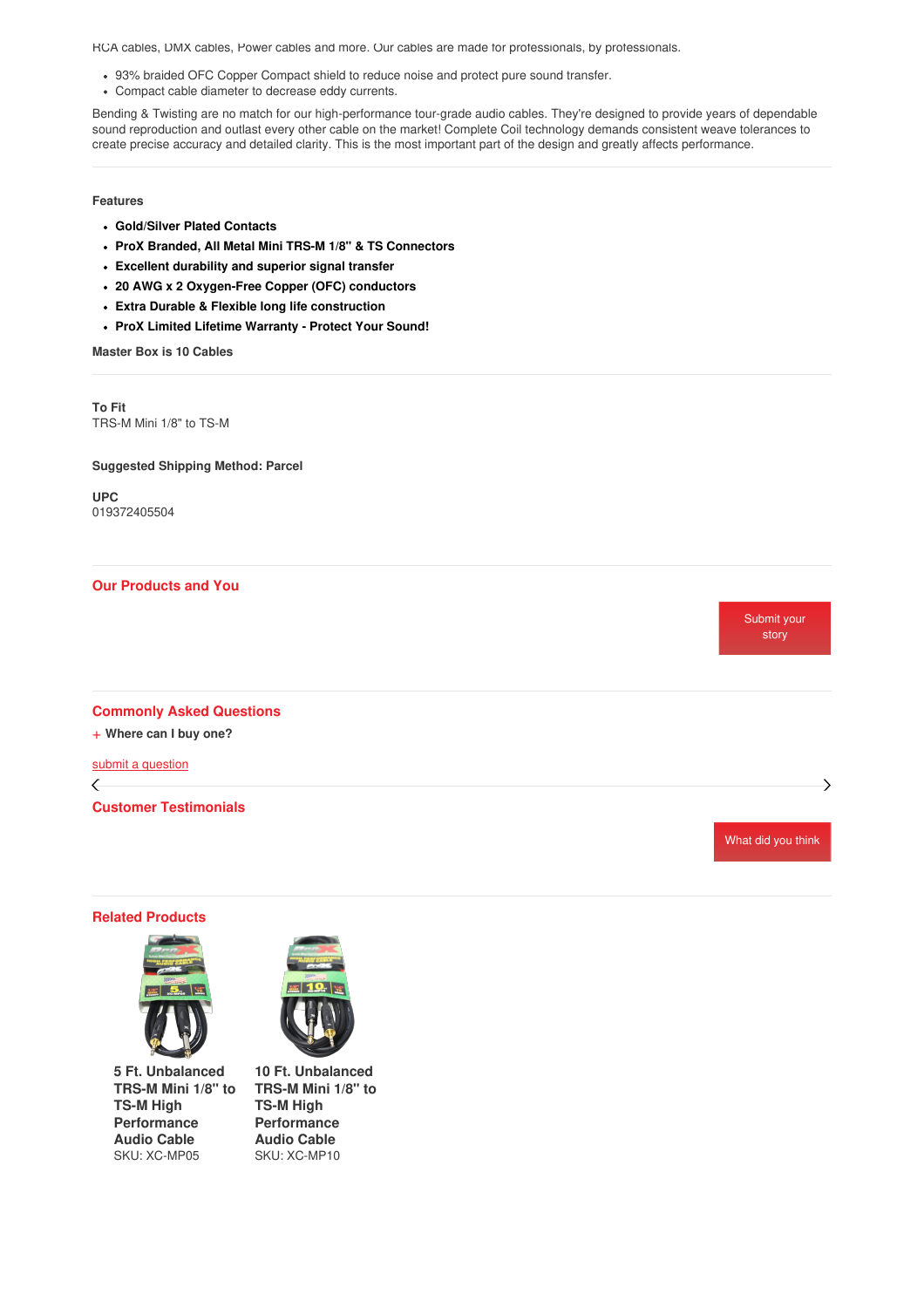RCA cables, DMX cables, Power cables and more. Our cables are made for professionals, by professionals.

- 93% braided OFC Copper Compact shield to reduce noise and protect pure sound transfer.
- Compact cable diameter to decrease eddy currents.

Bending & Twisting are no match for our high-performance tour-grade audio cables. They're designed to provide years of dependable sound reproduction and outlast every other cable on the market! Complete Coil technology demands consistent weave tolerances to create precise accuracy and detailed clarity. This is the most important part of the design and greatly affects performance.

**Features**

- **Gold/Silver Plated Contacts**
- **ProX Branded, All Metal Mini TRS-M 1/8" & TS Connectors**
- **Excellent durability and superior signal transfer**
- **20 AWG x 2 Oxygen-Free Copper (OFC) conductors**
- **Extra Durable & Flexible long life construction**
- **ProX Limited Lifetime Warranty - Protect Your Sound!**

**Master Box is 10 Cables**

**To Fit**
TRS-M Mini 1/8" to TS-M

**Suggested Shipping Method: Parcel**

**UPC**
019372405504

## Our Products and You

Submit your story

## Commonly Asked Questions

+ **Where can I buy one?**

submit a question

## Customer Testimonials

What did you think

## Related Products

**5 Ft. Unbalanced TRS-M Mini 1/8" to TS-M High Performance Audio Cable**
SKU: XC-MP05

**10 Ft. Unbalanced TRS-M Mini 1/8" to TS-M High Performance Audio Cable**
SKU: XC-MP10